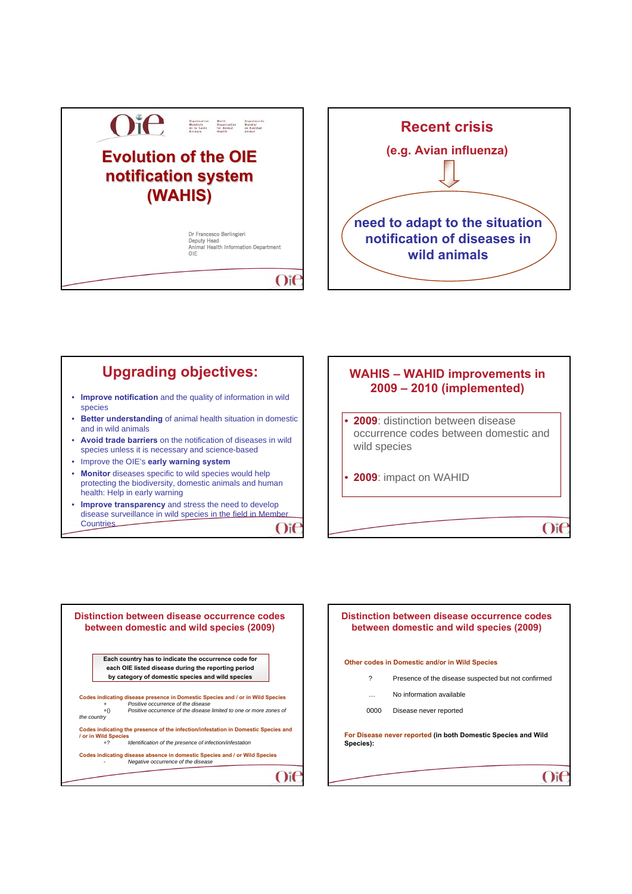# Evolution of the OIE notification system (WAHIS)

Dr Francesco Berlingieri
Deputy Head
Animal Health Information Department
OIE

---

## Recent crisis

(e.g. Avian influenza)

need to adapt to the situation notification of diseases in wild animals

---

## Upgrading objectives:

- **Improve notification** and the quality of information in wild species
- **Better understanding** of animal health situation in domestic and in wild animals
- **Avoid trade barriers** on the notification of diseases in wild species unless it is necessary and science-based
- Improve the OIE's **early warning system**
- **Monitor** diseases specific to wild species would help protecting the biodiversity, domestic animals and human health: Help in early warning
- **Improve transparency** and stress the need to develop disease surveillance in wild species in the field in Member Countries

---

## WAHIS – WAHID improvements in 2009 – 2010 (implemented)

- **2009**: distinction between disease occurrence codes between domestic and wild species
- **2009**: impact on WAHID

---

## Distinction between disease occurrence codes between domestic and wild species (2009)

**Each country has to indicate the occurrence code for each OIE listed disease during the reporting period by category of domestic species and wild species**

**Codes indicating disease presence in Domestic Species and / or in Wild Species**

| | |
|---|---|
| + | *Positive occurrence of the disease* |
| +() | *Positive occurrence of the disease limited to one or more zones of the country* |

**Codes indicating the presence of the infection/infestation in Domestic Species and / or in Wild Species**

| | |
|---|---|
| +? | *Identification of the presence of infection/infestation* |

**Codes indicating disease absence in domestic Species and / or Wild Species**

| | |
|---|---|
| - | *Negative occurrence of the disease* |

---

## Distinction between disease occurrence codes between domestic and wild species (2009)

**Other codes in Domestic and/or in Wild Species**

| | |
|---|---|
| ? | Presence of the disease suspected but not confirmed |
| … | No information available |
| 0000 | Disease never reported |

**For Disease never reported (in both Domestic Species and Wild Species):**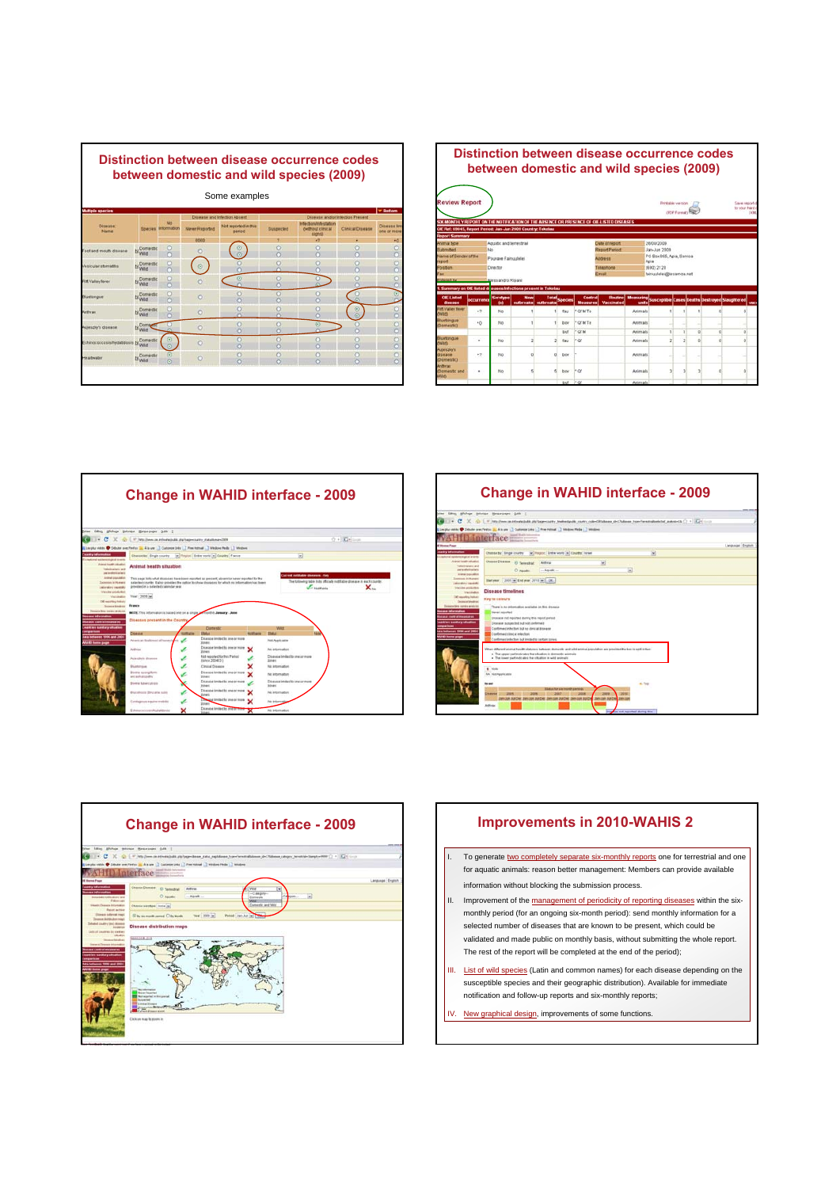## Distinction between disease occurrence codes between domestic and wild species (2009)

Some examples

## Distinction between disease occurrence codes between domestic and wild species (2009)

## Change in WAHID interface - 2009

## Change in WAHID interface - 2009

## Change in WAHID interface - 2009

## Improvements in 2010-WAHIS 2

I. To generate two completely separate six-monthly reports one for terrestrial and one for aquatic animals: reason better management: Members can provide available information without blocking the submission process.

II. Improvement of the management of periodicity of reporting diseases within the six-monthly period (for an ongoing six-month period): send monthly information for a selected number of diseases that are known to be present, which could be validated and made public on monthly basis, without submitting the whole report. The rest of the report will be completed at the end of the period);

III. List of wild species (Latin and common names) for each disease depending on the susceptible species and their geographic distribution). Available for immediate notification and follow-up reports and six-monthly reports;

IV. New graphical design, improvements of some functions.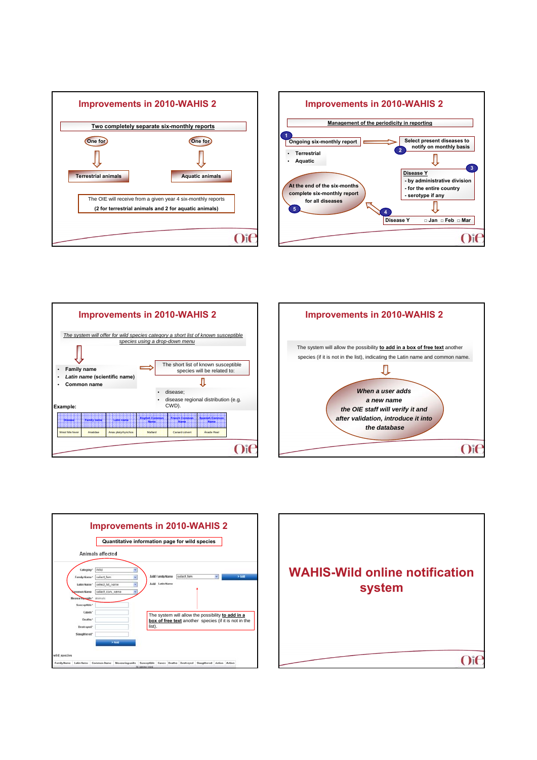## Improvements in 2010-WAHIS 2

**Two completely separate six-monthly reports**

One for → **Terrestrial animals**

One for → **Aquatic animals**

The OIE will receive from a given year 4 six-monthly reports

(2 for terrestrial animals and 2 for aquatic animals)

## Improvements in 2010-WAHIS 2

**Management of the periodicity in reporting**

1. **Ongoing six-monthly report**
   - **Terrestrial**
   - **Aquatic**
2. **Select present diseases to notify on monthly basis**
3. **Disease Y**
   - **by administrative division**
   - **for the entire country**
   - **serotype if any**
4. **Disease Y** □ **Jan** □ **Feb** □ **Mar**
5. **At the end of the six-months complete six-monthly report for all diseases**

## Improvements in 2010-WAHIS 2

*The system will offer for wild species category a short list of known susceptible species using a drop-down menu*

- **Family name**
- ***Latin name* (scientific name)**
- **Common name**

The short list of known susceptible species will be related to:

- disease;
- disease regional distribution (e.g. CWD).

**Example:**

| Disease | Family name | Latin name | English Common Name | French Common Name | Spanish Common Name |
|---|---|---|---|---|---|
| West Nile fever | Anatidae | Anas platyrhynchos | Mallard | Canard colvert | Anade Real |

## Improvements in 2010-WAHIS 2

The system will allow the possibility **to add in a box of free text** another species (if it is not in the list), indicating the Latin name and common name.

***When a user adds a new name the OIE staff will verify it and after validation, introduce it into the database***

## Improvements in 2010-WAHIS 2

**Quantitative information page for wild species**

Animals affected

The system will allow the possibility **to add in a box of free text** another species (if it is not in the list).

# WAHIS-Wild online notification system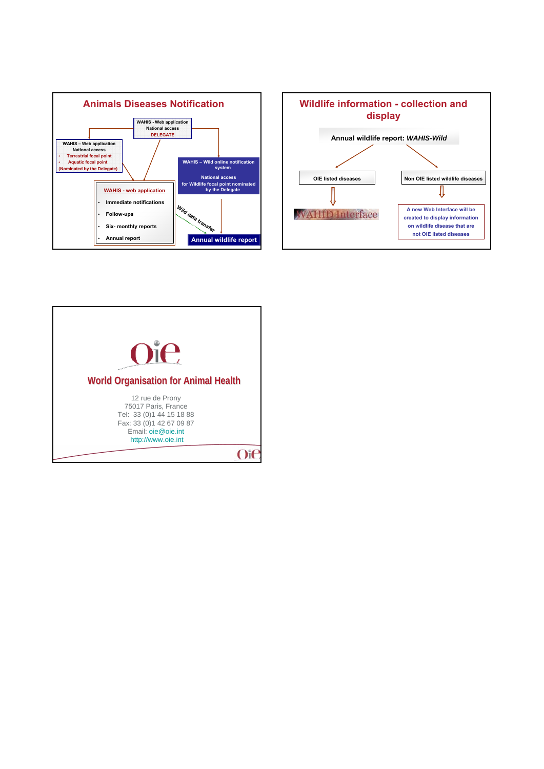## Animals Diseases Notification

WAHIS - Web application
National access
DELEGATE

WAHIS – Web application
National access
- Terrestrial focal point
- Aquatic focal point

(Nominated by the Delegate)

WAHIS – Wild online notification system

National access
for Wildlife focal point nominated by the Delegate

WAHIS - web application
- Immediate notifications
- Follow-ups
- Six- monthly reports
- Annual report

Wild data transfer

Annual wildlife report

## Wildlife information - collection and display

Annual wildlife report: *WAHIS-Wild*

OIE listed diseases

WAHID Interface

Non OIE listed wildlife diseases

A new Web Interface will be created to display information on wildlife disease that are not OIE listed diseases

## World Organisation for Animal Health

12 rue de Prony
75017 Paris, France
Tel: 33 (0)1 44 15 18 88
Fax: 33 (0)1 42 67 09 87
Email: oie@oie.int
http://www.oie.int